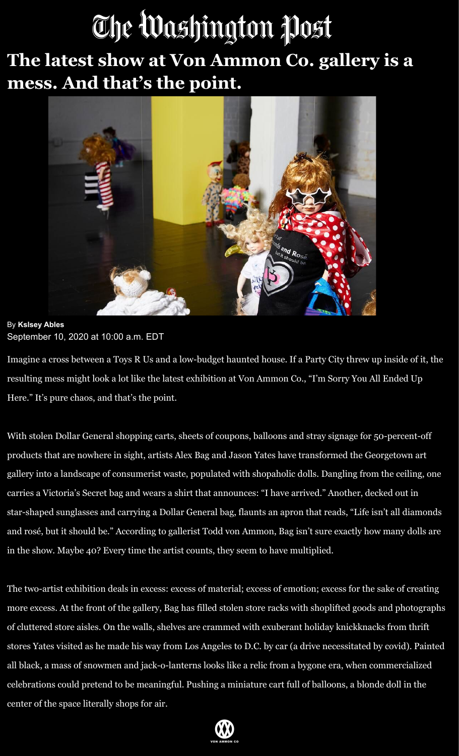# The Washington Post

## The latest show at Von Ammon Co. gallery is a mess. And that's the point.

By **Kslsey Ables**
September 10, 2020 at 10:00 a.m. EDT

Imagine a cross between a Toys R Us and a low-budget haunted house. If a Party City threw up inside of it, the resulting mess might look a lot like the latest exhibition at Von Ammon Co., "I'm Sorry You All Ended Up Here." It's pure chaos, and that's the point.

With stolen Dollar General shopping carts, sheets of coupons, balloons and stray signage for 50-percent-off products that are nowhere in sight, artists Alex Bag and Jason Yates have transformed the Georgetown art gallery into a landscape of consumerist waste, populated with shopaholic dolls. Dangling from the ceiling, one carries a Victoria's Secret bag and wears a shirt that announces: "I have arrived." Another, decked out in star-shaped sunglasses and carrying a Dollar General bag, flaunts an apron that reads, "Life isn't all diamonds and rosé, but it should be." According to gallerist Todd von Ammon, Bag isn't sure exactly how many dolls are in the show. Maybe 40? Every time the artist counts, they seem to have multiplied.

The two-artist exhibition deals in excess: excess of material; excess of emotion; excess for the sake of creating more excess. At the front of the gallery, Bag has filled stolen store racks with shoplifted goods and photographs of cluttered store aisles. On the walls, shelves are crammed with exuberant holiday knickknacks from thrift stores Yates visited as he made his way from Los Angeles to D.C. by car (a drive necessitated by covid). Painted all black, a mass of snowmen and jack-o-lanterns looks like a relic from a bygone era, when commercialized celebrations could pretend to be meaningful. Pushing a miniature cart full of balloons, a blonde doll in the center of the space literally shops for air.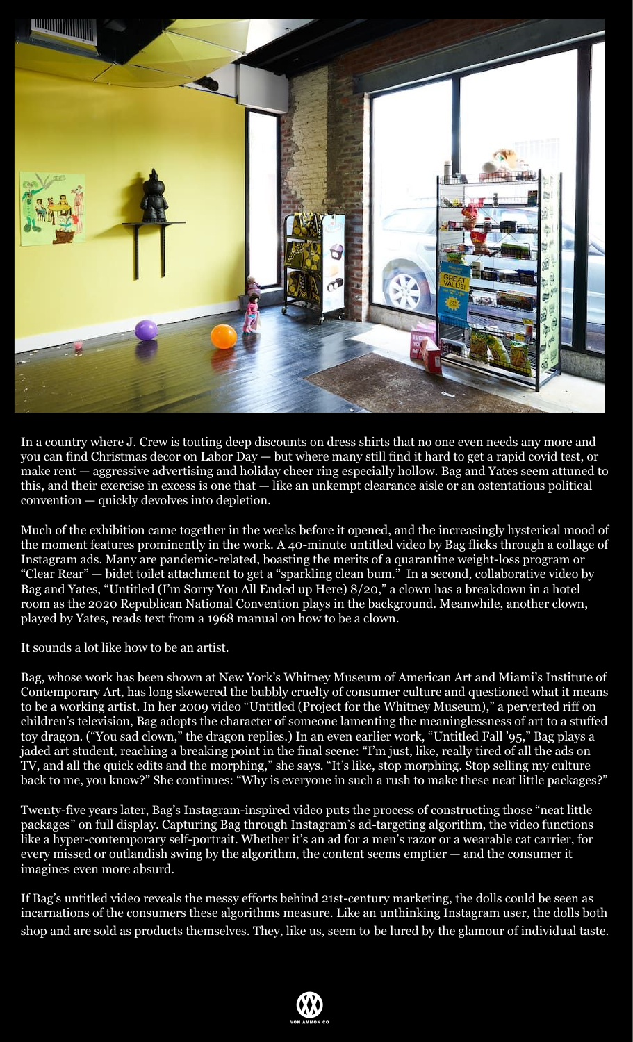In a country where J. Crew is touting deep discounts on dress shirts that no one even needs any more and you can find Christmas decor on Labor Day — but where many still find it hard to get a rapid covid test, or make rent — aggressive advertising and holiday cheer ring especially hollow. Bag and Yates seem attuned to this, and their exercise in excess is one that — like an unkempt clearance aisle or an ostentatious political convention — quickly devolves into depletion.

Much of the exhibition came together in the weeks before it opened, and the increasingly hysterical mood of the moment features prominently in the work. A 40-minute untitled video by Bag flicks through a collage of Instagram ads. Many are pandemic-related, boasting the merits of a quarantine weight-loss program or "Clear Rear" — bidet toilet attachment to get a "sparkling clean bum." In a second, collaborative video by Bag and Yates, "Untitled (I'm Sorry You All Ended up Here) 8/20," a clown has a breakdown in a hotel room as the 2020 Republican National Convention plays in the background. Meanwhile, another clown, played by Yates, reads text from a 1968 manual on how to be a clown.

It sounds a lot like how to be an artist.

Bag, whose work has been shown at New York's Whitney Museum of American Art and Miami's Institute of Contemporary Art, has long skewered the bubbly cruelty of consumer culture and questioned what it means to be a working artist. In her 2009 video "Untitled (Project for the Whitney Museum)," a perverted riff on children's television, Bag adopts the character of someone lamenting the meaninglessness of art to a stuffed toy dragon. ("You sad clown," the dragon replies.) In an even earlier work, "Untitled Fall '95," Bag plays a jaded art student, reaching a breaking point in the final scene: "I'm just, like, really tired of all the ads on TV, and all the quick edits and the morphing," she says. "It's like, stop morphing. Stop selling my culture back to me, you know?" She continues: "Why is everyone in such a rush to make these neat little packages?"

Twenty-five years later, Bag's Instagram-inspired video puts the process of constructing those "neat little packages" on full display. Capturing Bag through Instagram's ad-targeting algorithm, the video functions like a hyper-contemporary self-portrait. Whether it's an ad for a men's razor or a wearable cat carrier, for every missed or outlandish swing by the algorithm, the content seems emptier — and the consumer it imagines even more absurd.

If Bag's untitled video reveals the messy efforts behind 21st-century marketing, the dolls could be seen as incarnations of the consumers these algorithms measure. Like an unthinking Instagram user, the dolls both shop and are sold as products themselves. They, like us, seem to be lured by the glamour of individual taste.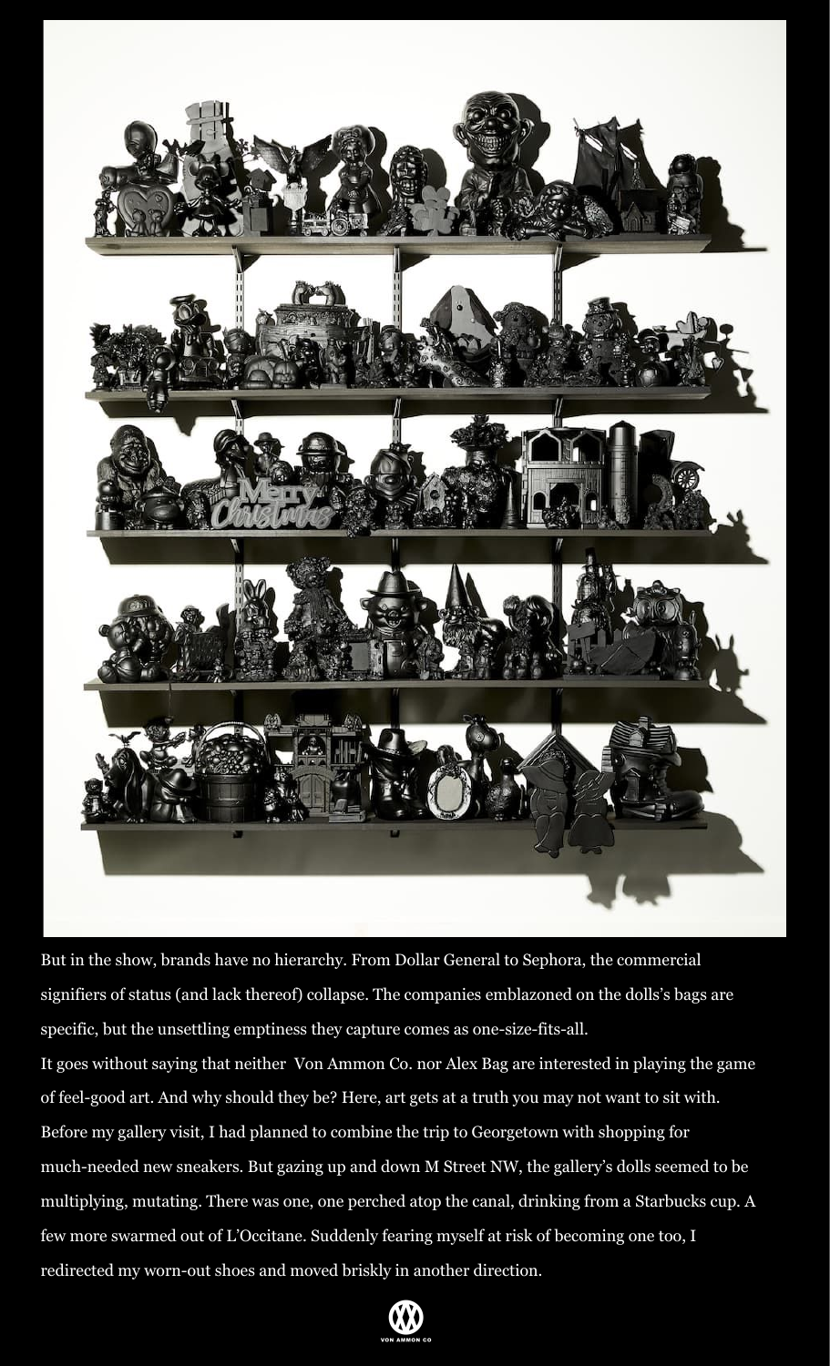But in the show, brands have no hierarchy. From Dollar General to Sephora, the commercial signifiers of status (and lack thereof) collapse. The companies emblazoned on the dolls's bags are specific, but the unsettling emptiness they capture comes as one-size-fits-all.

It goes without saying that neither Von Ammon Co. nor Alex Bag are interested in playing the game of feel-good art. And why should they be? Here, art gets at a truth you may not want to sit with. Before my gallery visit, I had planned to combine the trip to Georgetown with shopping for much-needed new sneakers. But gazing up and down M Street NW, the gallery's dolls seemed to be multiplying, mutating. There was one, one perched atop the canal, drinking from a Starbucks cup. A few more swarmed out of L'Occitane. Suddenly fearing myself at risk of becoming one too, I redirected my worn-out shoes and moved briskly in another direction.

VON AMMON CO